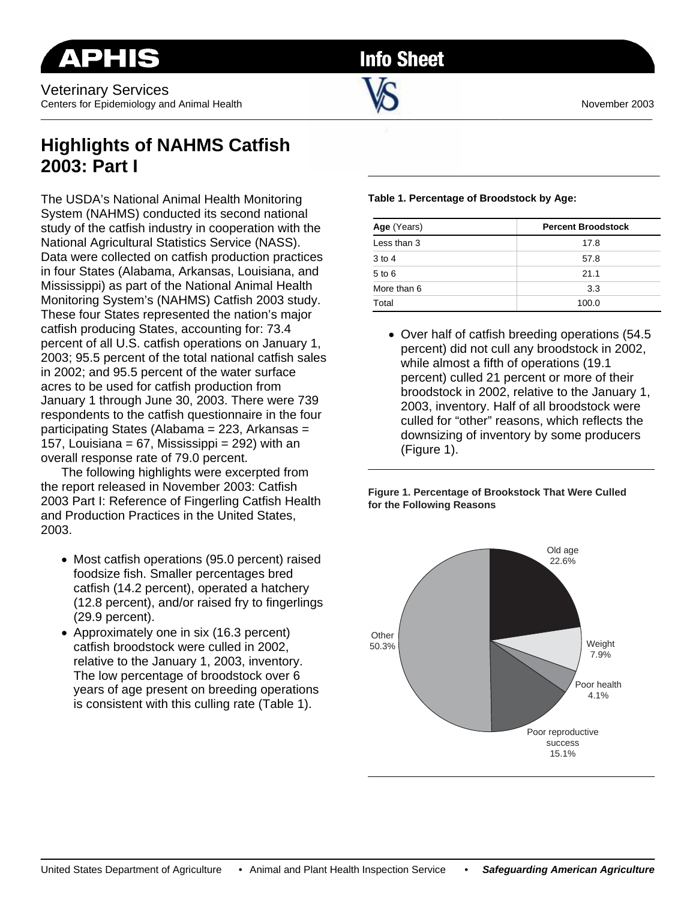APHIS Info Sheet

Veterinary Services
Centers for Epidemiology and Animal Health

November 2003

# Highlights of NAHMS Catfish 2003: Part I

The USDA's National Animal Health Monitoring System (NAHMS) conducted its second national study of the catfish industry in cooperation with the National Agricultural Statistics Service (NASS). Data were collected on catfish production practices in four States (Alabama, Arkansas, Louisiana, and Mississippi) as part of the National Animal Health Monitoring System's (NAHMS) Catfish 2003 study. These four States represented the nation's major catfish producing States, accounting for: 73.4 percent of all U.S. catfish operations on January 1, 2003; 95.5 percent of the total national catfish sales in 2002; and 95.5 percent of the water surface acres to be used for catfish production from January 1 through June 30, 2003. There were 739 respondents to the catfish questionnaire in the four participating States (Alabama = 223, Arkansas = 157, Louisiana = 67, Mississippi = 292) with an overall response rate of 79.0 percent.

The following highlights were excerpted from the report released in November 2003: Catfish 2003 Part I: Reference of Fingerling Catfish Health and Production Practices in the United States, 2003.

- Most catfish operations (95.0 percent) raised foodsize fish. Smaller percentages bred catfish (14.2 percent), operated a hatchery (12.8 percent), and/or raised fry to fingerlings (29.9 percent).
- Approximately one in six (16.3 percent) catfish broodstock were culled in 2002, relative to the January 1, 2003, inventory. The low percentage of broodstock over 6 years of age present on breeding operations is consistent with this culling rate (Table 1).

**Table 1. Percentage of Broodstock by Age:**

| **Age** (Years) | **Percent Broodstock** |
|---|---|
| Less than 3 | 17.8 |
| 3 to 4 | 57.8 |
| 5 to 6 | 21.1 |
| More than 6 | 3.3 |
| Total | 100.0 |

- Over half of catfish breeding operations (54.5 percent) did not cull any broodstock in 2002, while almost a fifth of operations (19.1 percent) culled 21 percent or more of their broodstock in 2002, relative to the January 1, 2003, inventory. Half of all broodstock were culled for "other" reasons, which reflects the downsizing of inventory by some producers (Figure 1).

**Figure 1. Percentage of Brookstock That Were Culled for the Following Reasons**

| Reason | Percent |
|---|---|
| Old age | 22.6% |
| Weight | 7.9% |
| Poor health | 4.1% |
| Poor reproductive success | 15.1% |
| Other | 50.3% |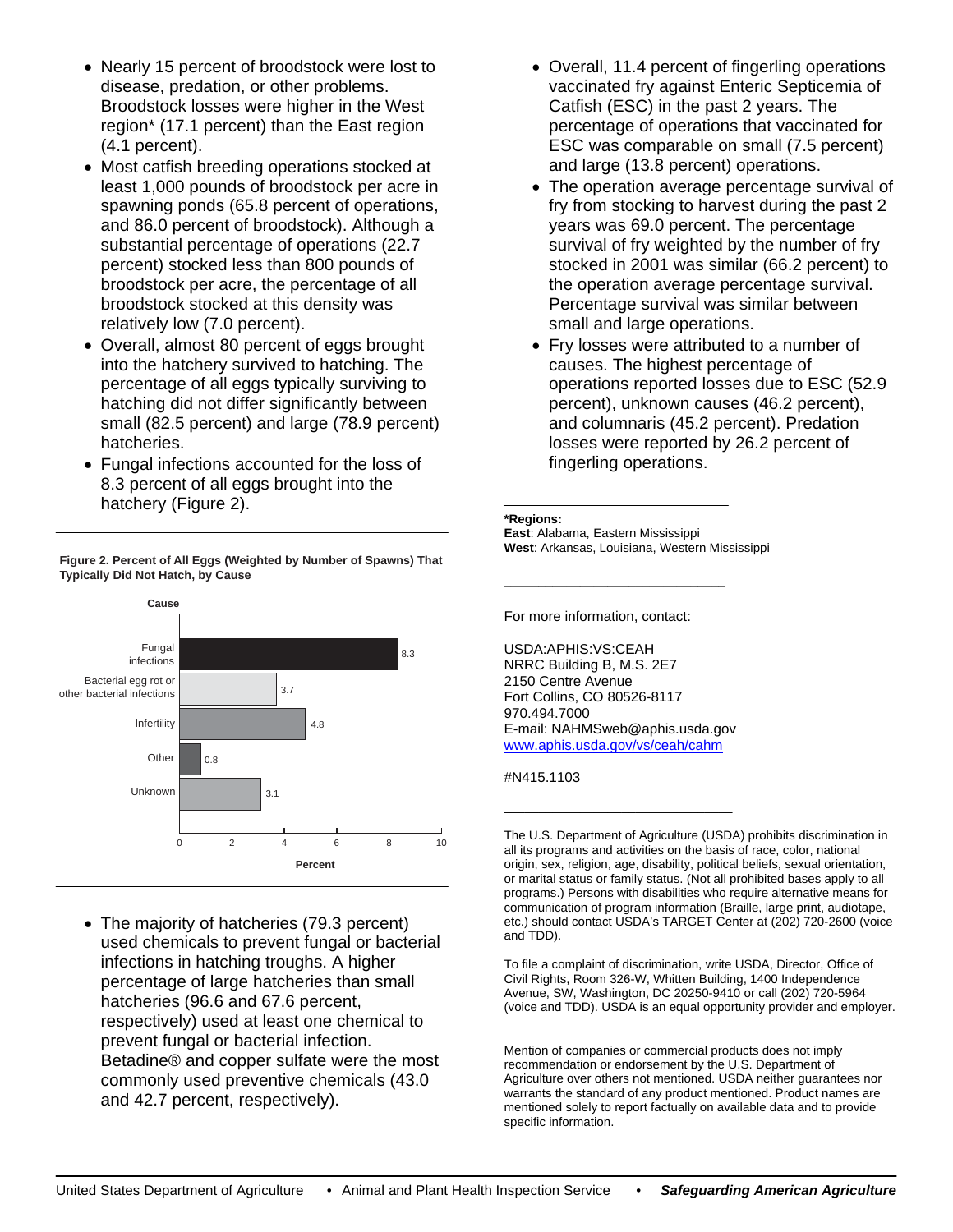- Nearly 15 percent of broodstock were lost to disease, predation, or other problems. Broodstock losses were higher in the West region* (17.1 percent) than the East region (4.1 percent).
- Most catfish breeding operations stocked at least 1,000 pounds of broodstock per acre in spawning ponds (65.8 percent of operations, and 86.0 percent of broodstock). Although a substantial percentage of operations (22.7 percent) stocked less than 800 pounds of broodstock per acre, the percentage of all broodstock stocked at this density was relatively low (7.0 percent).
- Overall, almost 80 percent of eggs brought into the hatchery survived to hatching. The percentage of all eggs typically surviving to hatching did not differ significantly between small (82.5 percent) and large (78.9 percent) hatcheries.
- Fungal infections accounted for the loss of 8.3 percent of all eggs brought into the hatchery (Figure 2).

**Figure 2. Percent of All Eggs (Weighted by Number of Spawns) That Typically Did Not Hatch, by Cause**

Cause

Fungal infections 8.3

Bacterial egg rot or other bacterial infections 3.7

Infertility 4.8

Other 0.8

Unknown 3.1

0 2 4 6 8 10

Percent

- The majority of hatcheries (79.3 percent) used chemicals to prevent fungal or bacterial infections in hatching troughs. A higher percentage of large hatcheries than small hatcheries (96.6 and 67.6 percent, respectively) used at least one chemical to prevent fungal or bacterial infection. Betadine® and copper sulfate were the most commonly used preventive chemicals (43.0 and 42.7 percent, respectively).
- Overall, 11.4 percent of fingerling operations vaccinated fry against Enteric Septicemia of Catfish (ESC) in the past 2 years. The percentage of operations that vaccinated for ESC was comparable on small (7.5 percent) and large (13.8 percent) operations.
- The operation average percentage survival of fry from stocking to harvest during the past 2 years was 69.0 percent. The percentage survival of fry weighted by the number of fry stocked in 2001 was similar (66.2 percent) to the operation average percentage survival. Percentage survival was similar between small and large operations.
- Fry losses were attributed to a number of causes. The highest percentage of operations reported losses due to ESC (52.9 percent), unknown causes (46.2 percent), and columnaris (45.2 percent). Predation losses were reported by 26.2 percent of fingerling operations.

---

***Regions:**
**East**: Alabama, Eastern Mississippi
**West**: Arkansas, Louisiana, Western Mississippi

---

For more information, contact:

USDA:APHIS:VS:CEAH
NRRC Building B, M.S. 2E7
2150 Centre Avenue
Fort Collins, CO 80526-8117
970.494.7000
E-mail: NAHMSweb@aphis.usda.gov
[www.aphis.usda.gov/vs/ceah/cahm](www.aphis.usda.gov/vs/ceah/cahm)

#N415.1103

---

The U.S. Department of Agriculture (USDA) prohibits discrimination in all its programs and activities on the basis of race, color, national origin, sex, religion, age, disability, political beliefs, sexual orientation, or marital or family status. (Not all prohibited bases apply to all programs.) Persons with disabilities who require alternative means for communication of program information (Braille, large print, audiotape, etc.) should contact USDA's TARGET Center at (202) 720-2600 (voice and TDD).

To file a complaint of discrimination, write USDA, Director, Office of Civil Rights, Room 326-W, Whitten Building, 1400 Independence Avenue, SW, Washington, DC 20250-9410 or call (202) 720-5964 (voice and TDD). USDA is an equal opportunity provider and employer.

Mention of companies or commercial products does not imply recommendation or endorsement by the U.S. Department of Agriculture over others not mentioned. USDA neither guarantees nor warrants the standard of any product mentioned. Product names are mentioned solely to report factually on available data and to provide specific information.